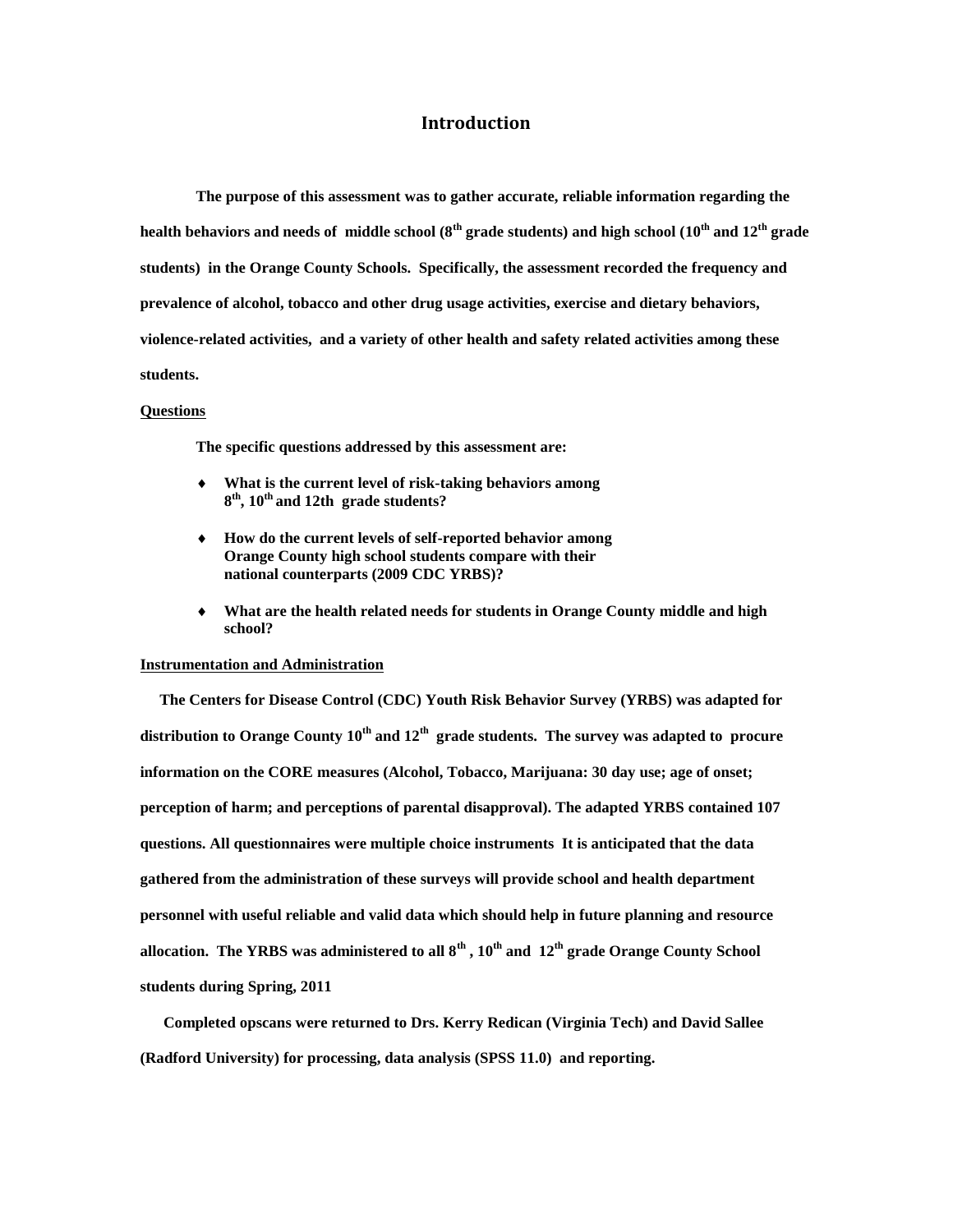# Introduction

**The purpose of this assessment was to gather accurate, reliable information regarding the health behaviors and needs of middle school (8th grade students) and high school (10th and 12th grade students) in the Orange County Schools. Specifically, the assessment recorded the frequency and prevalence of alcohol, tobacco and other drug usage activities, exercise and dietary behaviors, violence-related activities, and a variety of other health and safety related activities among these students.**

## Questions

**The specific questions addressed by this assessment are:**

- **What is the current level of risk-taking behaviors among 8th, 10th and 12th grade students?**
- **How do the current levels of self-reported behavior among Orange County high school students compare with their national counterparts (2009 CDC YRBS)?**
- **What are the health related needs for students in Orange County middle and high school?**

## Instrumentation and Administration

**The Centers for Disease Control (CDC) Youth Risk Behavior Survey (YRBS) was adapted for distribution to Orange County 10th and 12th grade students. The survey was adapted to procure information on the CORE measures (Alcohol, Tobacco, Marijuana: 30 day use; age of onset; perception of harm; and perceptions of parental disapproval). The adapted YRBS contained 107 questions. All questionnaires were multiple choice instruments It is anticipated that the data gathered from the administration of these surveys will provide school and health department personnel with useful reliable and valid data which should help in future planning and resource allocation. The YRBS was administered to all 8th, 10th and 12th grade Orange County School students during Spring, 2011**

**Completed opscans were returned to Drs. Kerry Redican (Virginia Tech) and David Sallee (Radford University) for processing, data analysis (SPSS 11.0) and reporting.**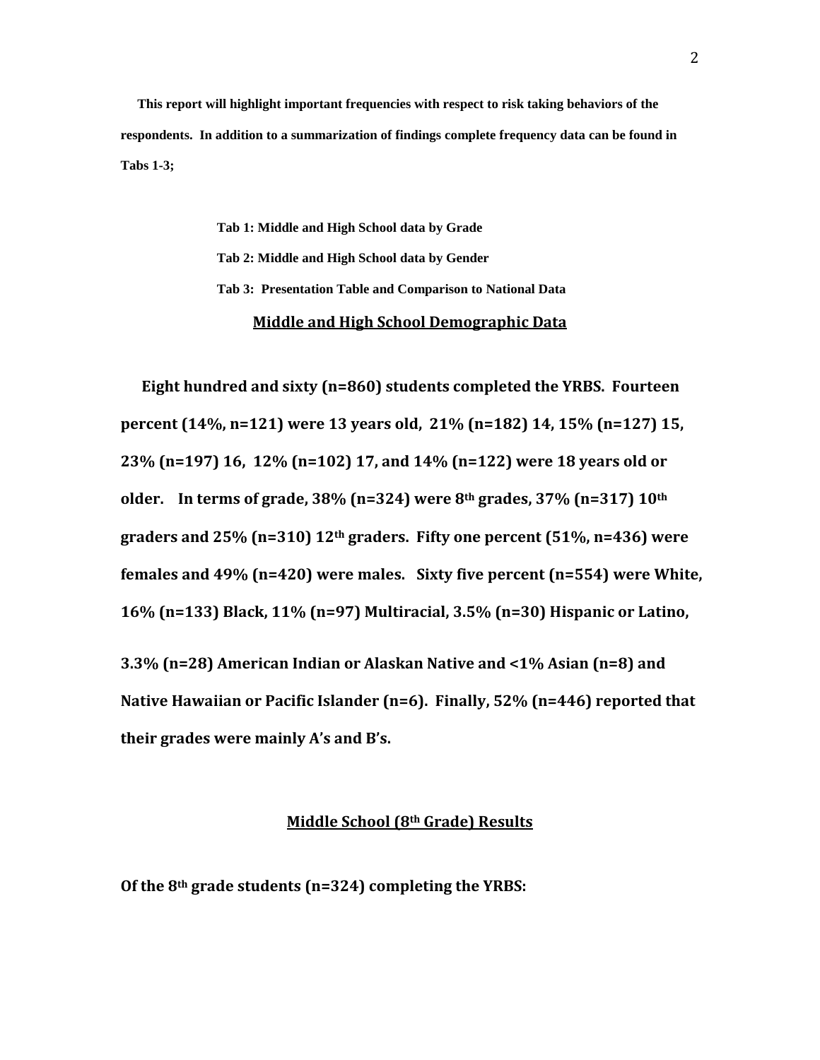**This report will highlight important frequencies with respect to risk taking behaviors of the respondents. In addition to a summarization of findings complete frequency data can be found in Tabs 1-3;**

> **Tab 1: Middle and High School data by Grade**
>
> **Tab 2: Middle and High School data by Gender**
>
> **Tab 3: Presentation Table and Comparison to National Data**

## Middle and High School Demographic Data

**Eight hundred and sixty (n=860) students completed the YRBS. Fourteen percent (14%, n=121) were 13 years old, 21% (n=182) 14, 15% (n=127) 15, 23% (n=197) 16, 12% (n=102) 17, and 14% (n=122) were 18 years old or older. In terms of grade, 38% (n=324) were 8th grades, 37% (n=317) 10th graders and 25% (n=310) 12th graders. Fifty one percent (51%, n=436) were females and 49% (n=420) were males. Sixty five percent (n=554) were White, 16% (n=133) Black, 11% (n=97) Multiracial, 3.5% (n=30) Hispanic or Latino, 3.3% (n=28) American Indian or Alaskan Native and <1% Asian (n=8) and Native Hawaiian or Pacific Islander (n=6). Finally, 52% (n=446) reported that their grades were mainly A's and B's.**

## Middle School (8th Grade) Results

**Of the 8th grade students (n=324) completing the YRBS:**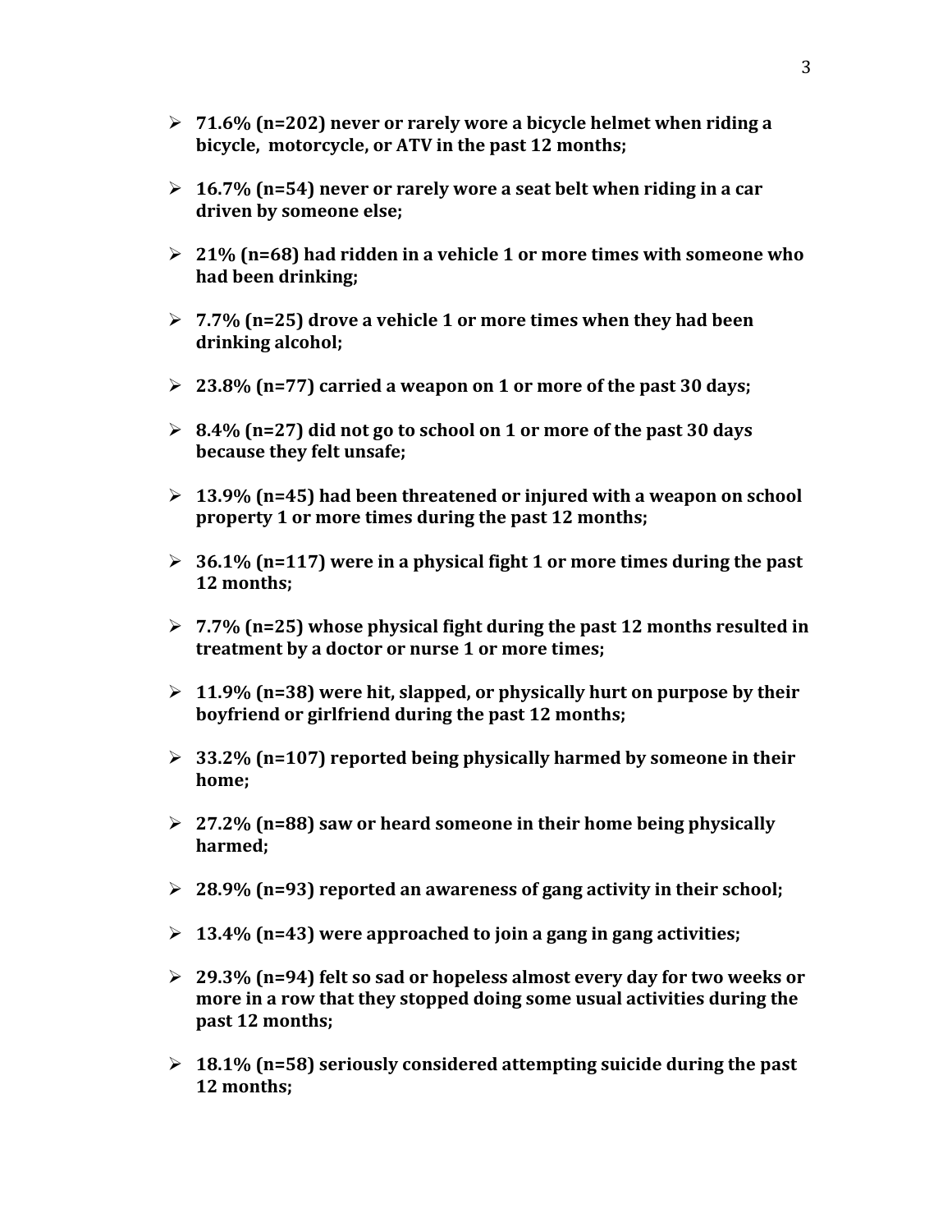- **71.6% (n=202) never or rarely wore a bicycle helmet when riding a bicycle, motorcycle, or ATV in the past 12 months;**
- **16.7% (n=54) never or rarely wore a seat belt when riding in a car driven by someone else;**
- **21% (n=68) had ridden in a vehicle 1 or more times with someone who had been drinking;**
- **7.7% (n=25) drove a vehicle 1 or more times when they had been drinking alcohol;**
- **23.8% (n=77) carried a weapon on 1 or more of the past 30 days;**
- **8.4% (n=27) did not go to school on 1 or more of the past 30 days because they felt unsafe;**
- **13.9% (n=45) had been threatened or injured with a weapon on school property 1 or more times during the past 12 months;**
- **36.1% (n=117) were in a physical fight 1 or more times during the past 12 months;**
- **7.7% (n=25) whose physical fight during the past 12 months resulted in treatment by a doctor or nurse 1 or more times;**
- **11.9% (n=38) were hit, slapped, or physically hurt on purpose by their boyfriend or girlfriend during the past 12 months;**
- **33.2% (n=107) reported being physically harmed by someone in their home;**
- **27.2% (n=88) saw or heard someone in their home being physically harmed;**
- **28.9% (n=93) reported an awareness of gang activity in their school;**
- **13.4% (n=43) were approached to join a gang in gang activities;**
- **29.3% (n=94) felt so sad or hopeless almost every day for two weeks or more in a row that they stopped doing some usual activities during the past 12 months;**
- **18.1% (n=58) seriously considered attempting suicide during the past 12 months;**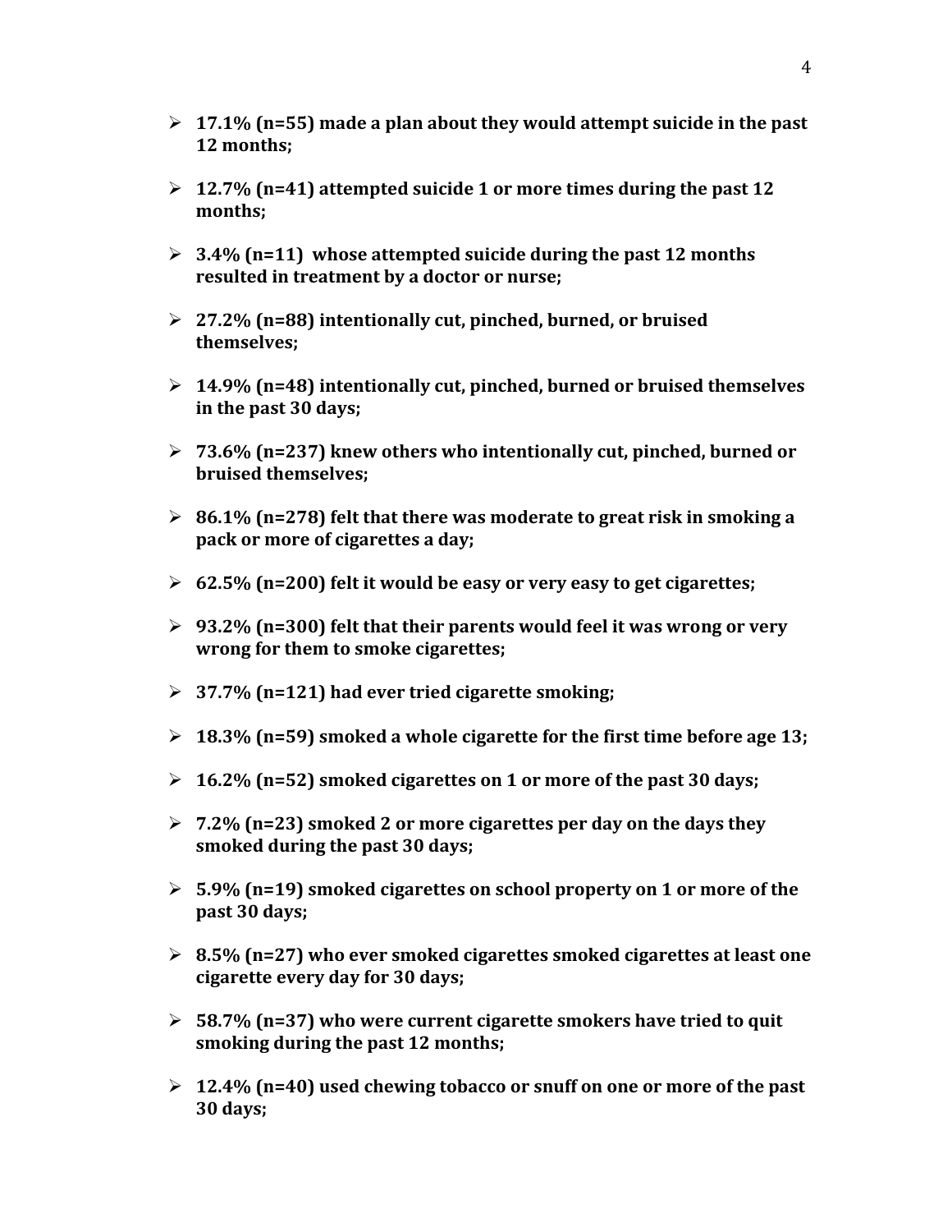- **17.1% (n=55) made a plan about they would attempt suicide in the past 12 months;**

- **12.7% (n=41) attempted suicide 1 or more times during the past 12 months;**

- **3.4% (n=11) whose attempted suicide during the past 12 months resulted in treatment by a doctor or nurse;**

- **27.2% (n=88) intentionally cut, pinched, burned, or bruised themselves;**

- **14.9% (n=48) intentionally cut, pinched, burned or bruised themselves in the past 30 days;**

- **73.6% (n=237) knew others who intentionally cut, pinched, burned or bruised themselves;**

- **86.1% (n=278) felt that there was moderate to great risk in smoking a pack or more of cigarettes a day;**

- **62.5% (n=200) felt it would be easy or very easy to get cigarettes;**

- **93.2% (n=300) felt that their parents would feel it was wrong or very wrong for them to smoke cigarettes;**

- **37.7% (n=121) had ever tried cigarette smoking;**

- **18.3% (n=59) smoked a whole cigarette for the first time before age 13;**

- **16.2% (n=52) smoked cigarettes on 1 or more of the past 30 days;**

- **7.2% (n=23) smoked 2 or more cigarettes per day on the days they smoked during the past 30 days;**

- **5.9% (n=19) smoked cigarettes on school property on 1 or more of the past 30 days;**

- **8.5% (n=27) who ever smoked cigarettes smoked cigarettes at least one cigarette every day for 30 days;**

- **58.7% (n=37) who were current cigarette smokers have tried to quit smoking during the past 12 months;**

- **12.4% (n=40) used chewing tobacco or snuff on one or more of the past 30 days;**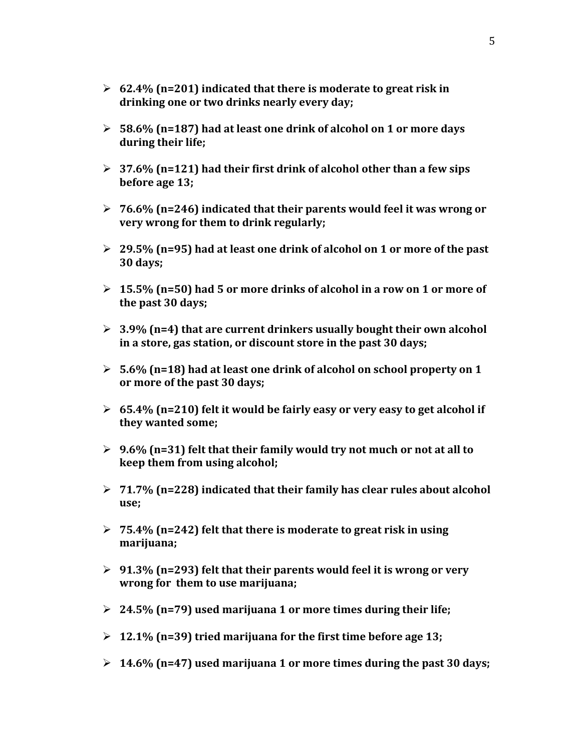- **62.4% (n=201) indicated that there is moderate to great risk in drinking one or two drinks nearly every day;**

- **58.6% (n=187) had at least one drink of alcohol on 1 or more days during their life;**

- **37.6% (n=121) had their first drink of alcohol other than a few sips before age 13;**

- **76.6% (n=246) indicated that their parents would feel it was wrong or very wrong for them to drink regularly;**

- **29.5% (n=95) had at least one drink of alcohol on 1 or more of the past 30 days;**

- **15.5% (n=50) had 5 or more drinks of alcohol in a row on 1 or more of the past 30 days;**

- **3.9% (n=4) that are current drinkers usually bought their own alcohol in a store, gas station, or discount store in the past 30 days;**

- **5.6% (n=18) had at least one drink of alcohol on school property on 1 or more of the past 30 days;**

- **65.4% (n=210) felt it would be fairly easy or very easy to get alcohol if they wanted some;**

- **9.6% (n=31) felt that their family would try not much or not at all to keep them from using alcohol;**

- **71.7% (n=228) indicated that their family has clear rules about alcohol use;**

- **75.4% (n=242) felt that there is moderate to great risk in using marijuana;**

- **91.3% (n=293) felt that their parents would feel it is wrong or very wrong for them to use marijuana;**

- **24.5% (n=79) used marijuana 1 or more times during their life;**

- **12.1% (n=39) tried marijuana for the first time before age 13;**

- **14.6% (n=47) used marijuana 1 or more times during the past 30 days;**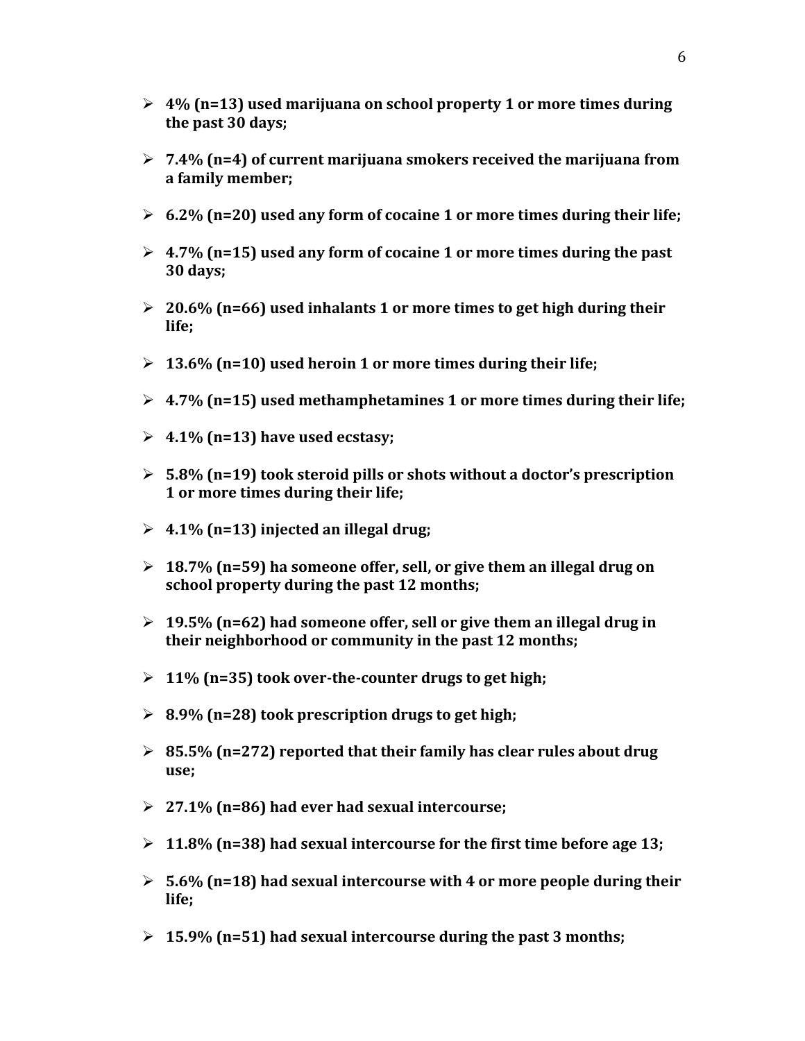- **4% (n=13) used marijuana on school property 1 or more times during the past 30 days;**

- **7.4% (n=4) of current marijuana smokers received the marijuana from a family member;**

- **6.2% (n=20) used any form of cocaine 1 or more times during their life;**

- **4.7% (n=15) used any form of cocaine 1 or more times during the past 30 days;**

- **20.6% (n=66) used inhalants 1 or more times to get high during their life;**

- **13.6% (n=10) used heroin 1 or more times during their life;**

- **4.7% (n=15) used methamphetamines 1 or more times during their life;**

- **4.1% (n=13) have used ecstasy;**

- **5.8% (n=19) took steroid pills or shots without a doctor's prescription 1 or more times during their life;**

- **4.1% (n=13) injected an illegal drug;**

- **18.7% (n=59) ha someone offer, sell, or give them an illegal drug on school property during the past 12 months;**

- **19.5% (n=62) had someone offer, sell or give them an illegal drug in their neighborhood or community in the past 12 months;**

- **11% (n=35) took over-the-counter drugs to get high;**

- **8.9% (n=28) took prescription drugs to get high;**

- **85.5% (n=272) reported that their family has clear rules about drug use;**

- **27.1% (n=86) had ever had sexual intercourse;**

- **11.8% (n=38) had sexual intercourse for the first time before age 13;**

- **5.6% (n=18) had sexual intercourse with 4 or more people during their life;**

- **15.9% (n=51) had sexual intercourse during the past 3 months;**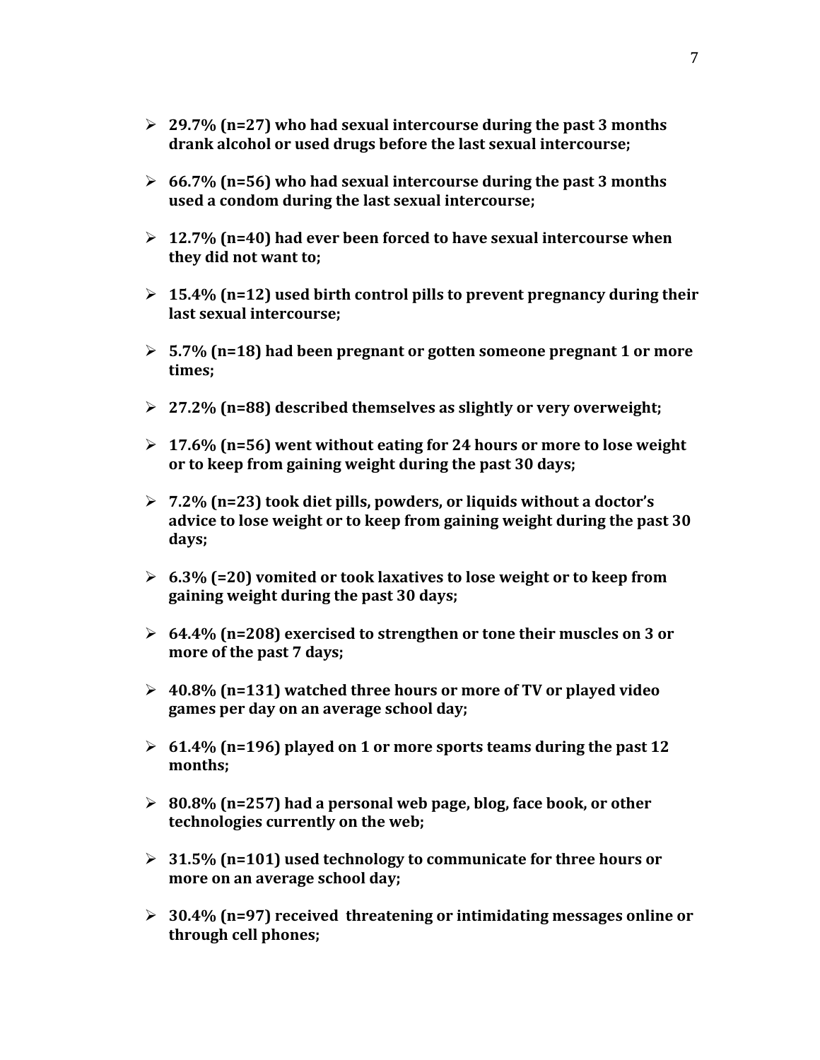- **29.7% (n=27) who had sexual intercourse during the past 3 months drank alcohol or used drugs before the last sexual intercourse;**

- **66.7% (n=56) who had sexual intercourse during the past 3 months used a condom during the last sexual intercourse;**

- **12.7% (n=40) had ever been forced to have sexual intercourse when they did not want to;**

- **15.4% (n=12) used birth control pills to prevent pregnancy during their last sexual intercourse;**

- **5.7% (n=18) had been pregnant or gotten someone pregnant 1 or more times;**

- **27.2% (n=88) described themselves as slightly or very overweight;**

- **17.6% (n=56) went without eating for 24 hours or more to lose weight or to keep from gaining weight during the past 30 days;**

- **7.2% (n=23) took diet pills, powders, or liquids without a doctor's advice to lose weight or to keep from gaining weight during the past 30 days;**

- **6.3% (=20) vomited or took laxatives to lose weight or to keep from gaining weight during the past 30 days;**

- **64.4% (n=208) exercised to strengthen or tone their muscles on 3 or more of the past 7 days;**

- **40.8% (n=131) watched three hours or more of TV or played video games per day on an average school day;**

- **61.4% (n=196) played on 1 or more sports teams during the past 12 months;**

- **80.8% (n=257) had a personal web page, blog, face book, or other technologies currently on the web;**

- **31.5% (n=101) used technology to communicate for three hours or more on an average school day;**

- **30.4% (n=97) received threatening or intimidating messages online or through cell phones;**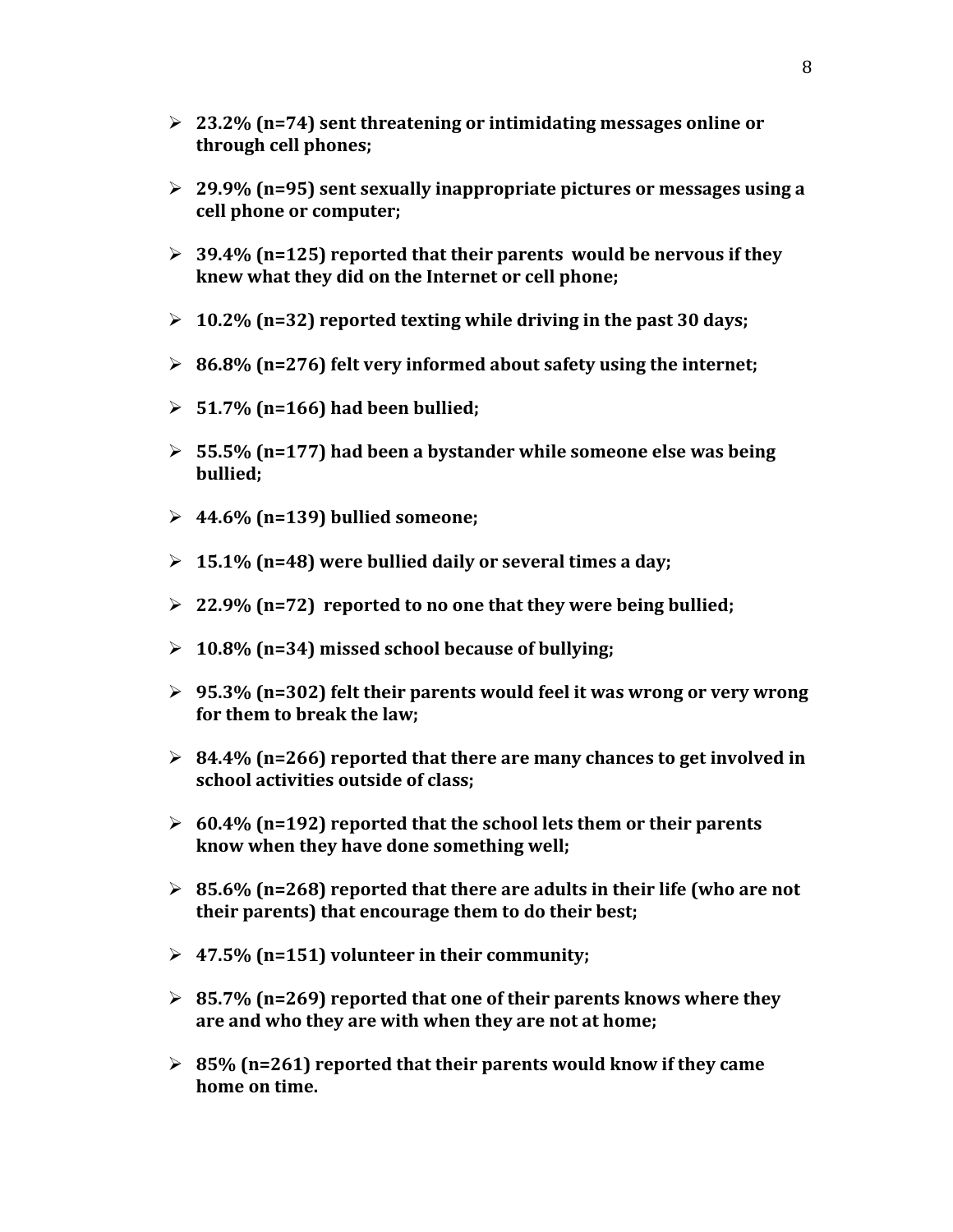- **23.2% (n=74) sent threatening or intimidating messages online or through cell phones;**

- **29.9% (n=95) sent sexually inappropriate pictures or messages using a cell phone or computer;**

- **39.4% (n=125) reported that their parents would be nervous if they knew what they did on the Internet or cell phone;**

- **10.2% (n=32) reported texting while driving in the past 30 days;**

- **86.8% (n=276) felt very informed about safety using the internet;**

- **51.7% (n=166) had been bullied;**

- **55.5% (n=177) had been a bystander while someone else was being bullied;**

- **44.6% (n=139) bullied someone;**

- **15.1% (n=48) were bullied daily or several times a day;**

- **22.9% (n=72) reported to no one that they were being bullied;**

- **10.8% (n=34) missed school because of bullying;**

- **95.3% (n=302) felt their parents would feel it was wrong or very wrong for them to break the law;**

- **84.4% (n=266) reported that there are many chances to get involved in school activities outside of class;**

- **60.4% (n=192) reported that the school lets them or their parents know when they have done something well;**

- **85.6% (n=268) reported that there are adults in their life (who are not their parents) that encourage them to do their best;**

- **47.5% (n=151) volunteer in their community;**

- **85.7% (n=269) reported that one of their parents knows where they are and who they are with when they are not at home;**

- **85% (n=261) reported that their parents would know if they came home on time.**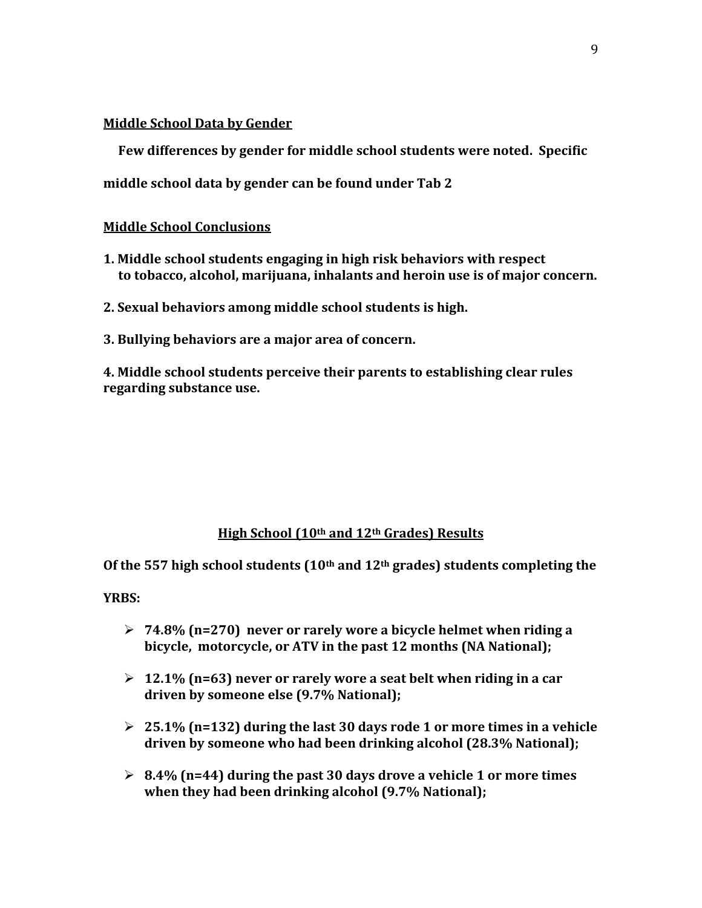## Middle School Data by Gender

**Few differences by gender for middle school students were noted. Specific middle school data by gender can be found under Tab 2**

## Middle School Conclusions

**1. Middle school students engaging in high risk behaviors with respect to tobacco, alcohol, marijuana, inhalants and heroin use is of major concern.**

**2. Sexual behaviors among middle school students is high.**

**3. Bullying behaviors are a major area of concern.**

**4. Middle school students perceive their parents to establishing clear rules regarding substance use.**

## High School (10th and 12th Grades) Results

**Of the 557 high school students (10th and 12th grades) students completing the YRBS:**

- **74.8% (n=270) never or rarely wore a bicycle helmet when riding a bicycle, motorcycle, or ATV in the past 12 months (NA National);**
- **12.1% (n=63) never or rarely wore a seat belt when riding in a car driven by someone else (9.7% National);**
- **25.1% (n=132) during the last 30 days rode 1 or more times in a vehicle driven by someone who had been drinking alcohol (28.3% National);**
- **8.4% (n=44) during the past 30 days drove a vehicle 1 or more times when they had been drinking alcohol (9.7% National);**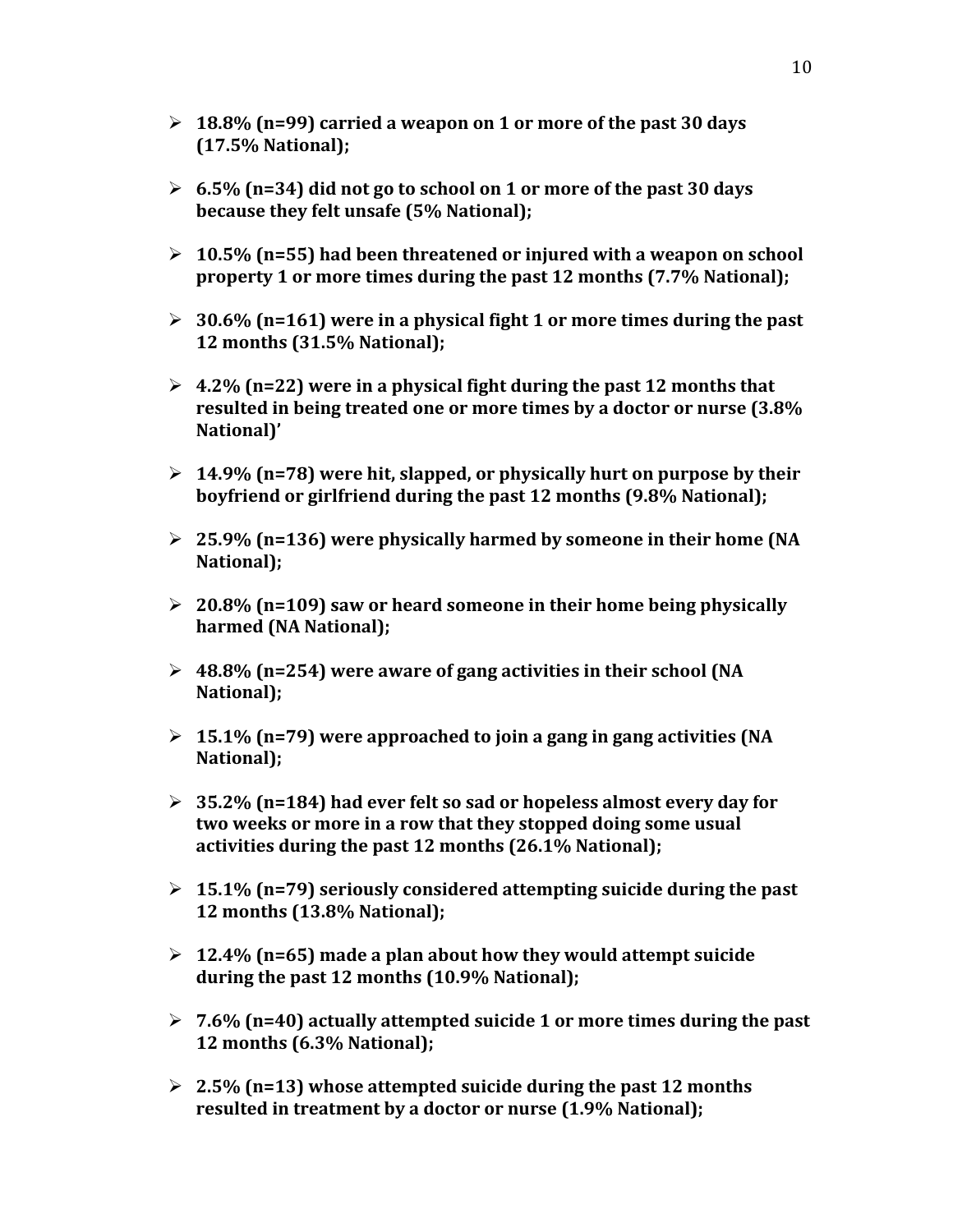- **18.8% (n=99) carried a weapon on 1 or more of the past 30 days (17.5% National);**
- **6.5% (n=34) did not go to school on 1 or more of the past 30 days because they felt unsafe (5% National);**
- **10.5% (n=55) had been threatened or injured with a weapon on school property 1 or more times during the past 12 months (7.7% National);**
- **30.6% (n=161) were in a physical fight 1 or more times during the past 12 months (31.5% National);**
- **4.2% (n=22) were in a physical fight during the past 12 months that resulted in being treated one or more times by a doctor or nurse (3.8% National)'**
- **14.9% (n=78) were hit, slapped, or physically hurt on purpose by their boyfriend or girlfriend during the past 12 months (9.8% National);**
- **25.9% (n=136) were physically harmed by someone in their home (NA National);**
- **20.8% (n=109) saw or heard someone in their home being physically harmed (NA National);**
- **48.8% (n=254) were aware of gang activities in their school (NA National);**
- **15.1% (n=79) were approached to join a gang in gang activities (NA National);**
- **35.2% (n=184) had ever felt so sad or hopeless almost every day for two weeks or more in a row that they stopped doing some usual activities during the past 12 months (26.1% National);**
- **15.1% (n=79) seriously considered attempting suicide during the past 12 months (13.8% National);**
- **12.4% (n=65) made a plan about how they would attempt suicide during the past 12 months (10.9% National);**
- **7.6% (n=40) actually attempted suicide 1 or more times during the past 12 months (6.3% National);**
- **2.5% (n=13) whose attempted suicide during the past 12 months resulted in treatment by a doctor or nurse (1.9% National);**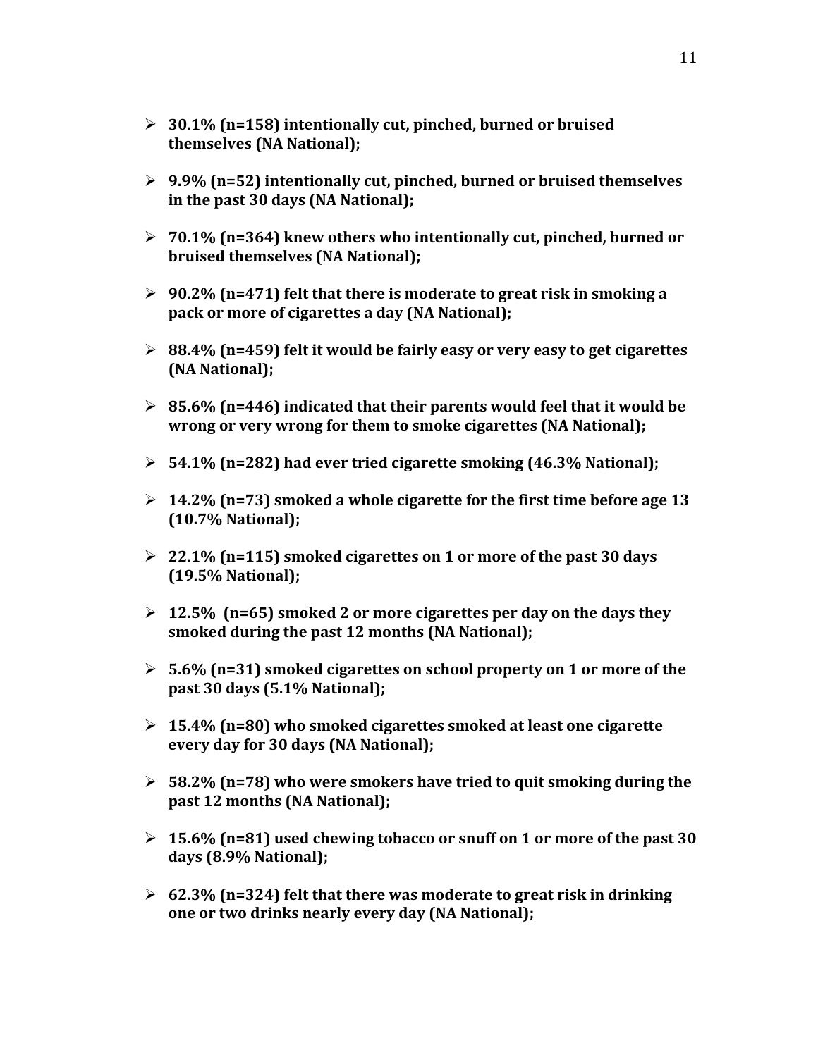- **30.1% (n=158) intentionally cut, pinched, burned or bruised themselves (NA National);**

- **9.9% (n=52) intentionally cut, pinched, burned or bruised themselves in the past 30 days (NA National);**

- **70.1% (n=364) knew others who intentionally cut, pinched, burned or bruised themselves (NA National);**

- **90.2% (n=471) felt that there is moderate to great risk in smoking a pack or more of cigarettes a day (NA National);**

- **88.4% (n=459) felt it would be fairly easy or very easy to get cigarettes (NA National);**

- **85.6% (n=446) indicated that their parents would feel that it would be wrong or very wrong for them to smoke cigarettes (NA National);**

- **54.1% (n=282) had ever tried cigarette smoking (46.3% National);**

- **14.2% (n=73) smoked a whole cigarette for the first time before age 13 (10.7% National);**

- **22.1% (n=115) smoked cigarettes on 1 or more of the past 30 days (19.5% National);**

- **12.5% (n=65) smoked 2 or more cigarettes per day on the days they smoked during the past 12 months (NA National);**

- **5.6% (n=31) smoked cigarettes on school property on 1 or more of the past 30 days (5.1% National);**

- **15.4% (n=80) who smoked cigarettes smoked at least one cigarette every day for 30 days (NA National);**

- **58.2% (n=78) who were smokers have tried to quit smoking during the past 12 months (NA National);**

- **15.6% (n=81) used chewing tobacco or snuff on 1 or more of the past 30 days (8.9% National);**

- **62.3% (n=324) felt that there was moderate to great risk in drinking one or two drinks nearly every day (NA National);**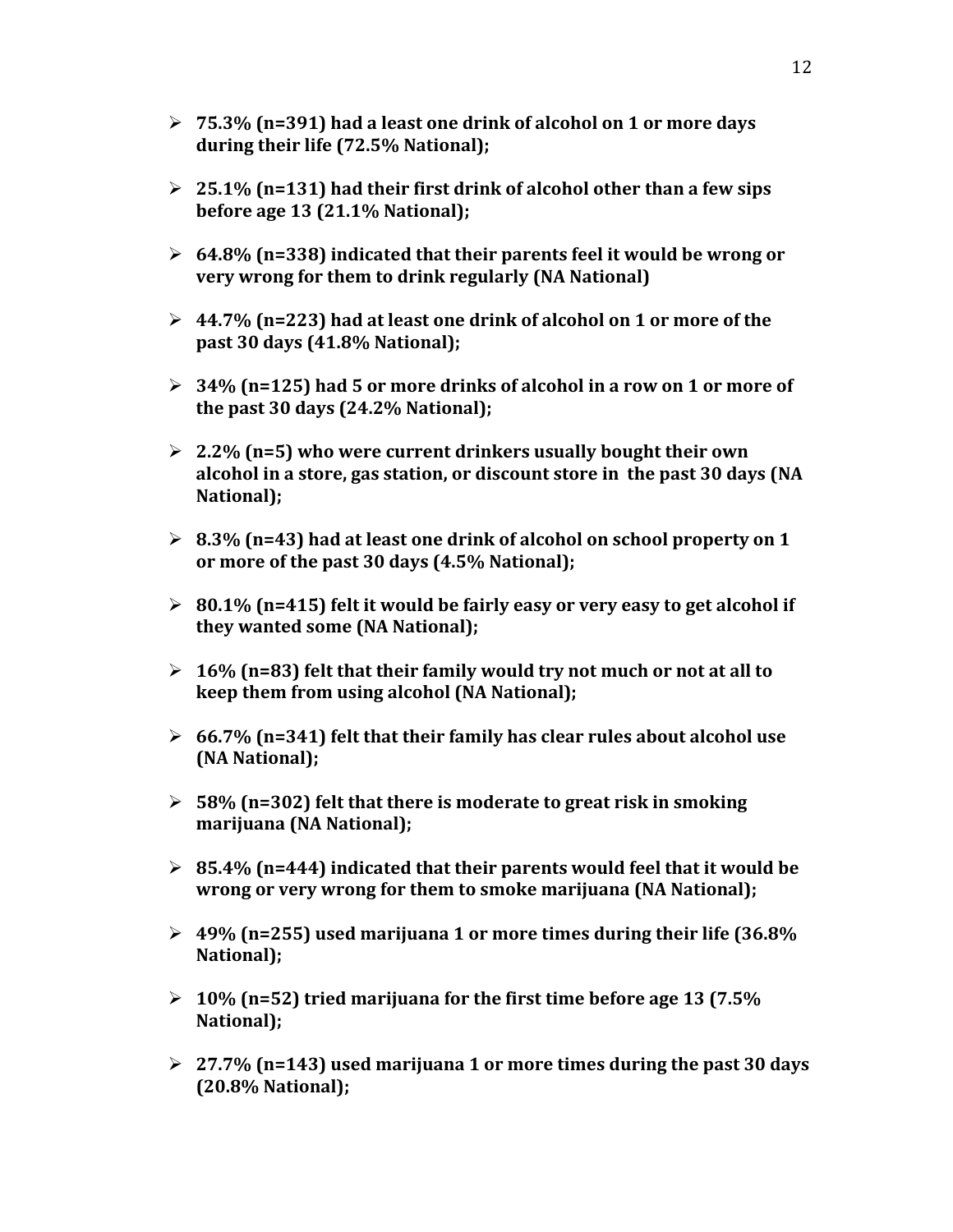- **75.3% (n=391) had a least one drink of alcohol on 1 or more days during their life (72.5% National);**

- **25.1% (n=131) had their first drink of alcohol other than a few sips before age 13 (21.1% National);**

- **64.8% (n=338) indicated that their parents feel it would be wrong or very wrong for them to drink regularly (NA National)**

- **44.7% (n=223) had at least one drink of alcohol on 1 or more of the past 30 days (41.8% National);**

- **34% (n=125) had 5 or more drinks of alcohol in a row on 1 or more of the past 30 days (24.2% National);**

- **2.2% (n=5) who were current drinkers usually bought their own alcohol in a store, gas station, or discount store in the past 30 days (NA National);**

- **8.3% (n=43) had at least one drink of alcohol on school property on 1 or more of the past 30 days (4.5% National);**

- **80.1% (n=415) felt it would be fairly easy or very easy to get alcohol if they wanted some (NA National);**

- **16% (n=83) felt that their family would try not much or not at all to keep them from using alcohol (NA National);**

- **66.7% (n=341) felt that their family has clear rules about alcohol use (NA National);**

- **58% (n=302) felt that there is moderate to great risk in smoking marijuana (NA National);**

- **85.4% (n=444) indicated that their parents would feel that it would be wrong or very wrong for them to smoke marijuana (NA National);**

- **49% (n=255) used marijuana 1 or more times during their life (36.8% National);**

- **10% (n=52) tried marijuana for the first time before age 13 (7.5% National);**

- **27.7% (n=143) used marijuana 1 or more times during the past 30 days (20.8% National);**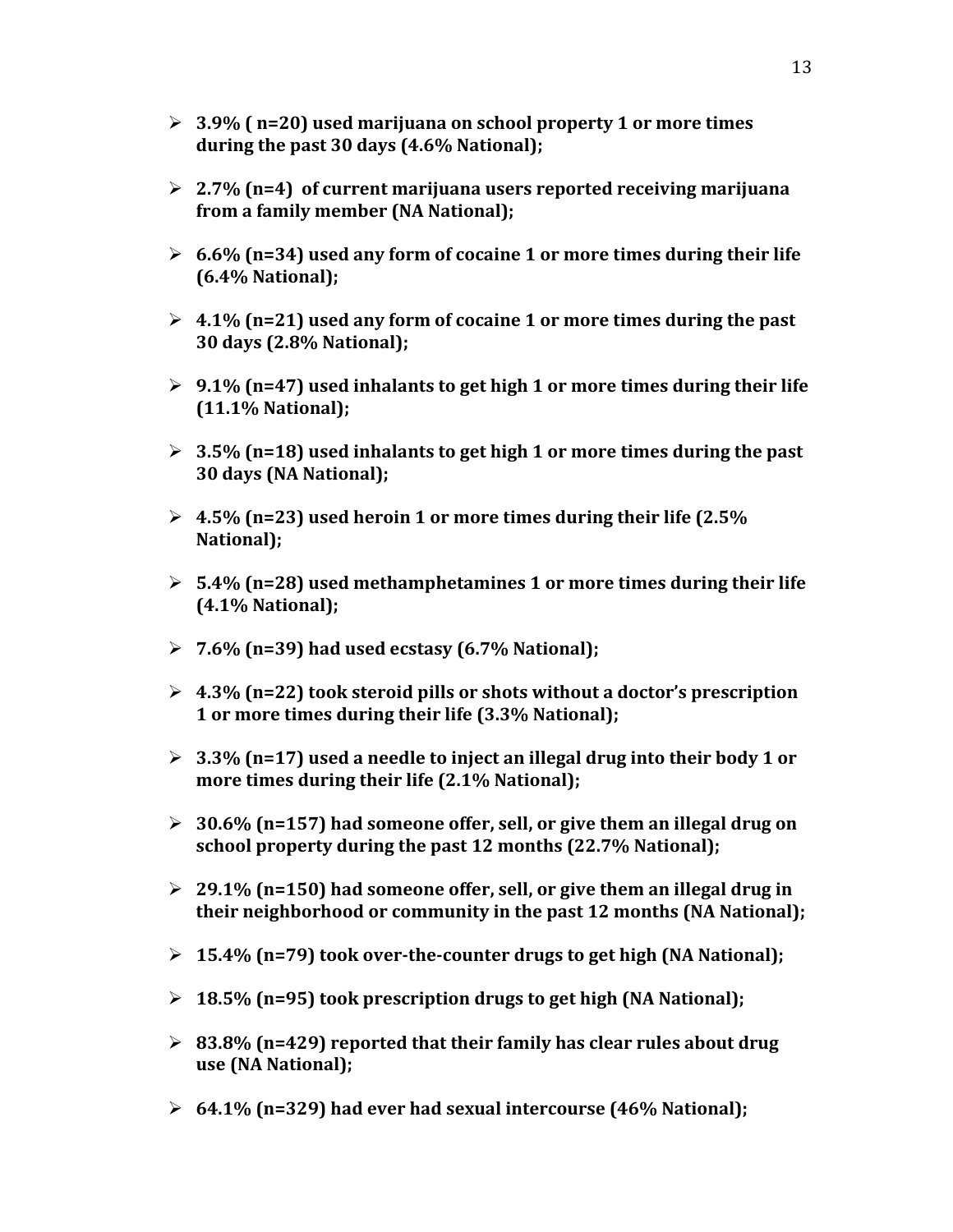- **3.9% ( n=20) used marijuana on school property 1 or more times during the past 30 days (4.6% National);**

- **2.7% (n=4) of current marijuana users reported receiving marijuana from a family member (NA National);**

- **6.6% (n=34) used any form of cocaine 1 or more times during their life (6.4% National);**

- **4.1% (n=21) used any form of cocaine 1 or more times during the past 30 days (2.8% National);**

- **9.1% (n=47) used inhalants to get high 1 or more times during their life (11.1% National);**

- **3.5% (n=18) used inhalants to get high 1 or more times during the past 30 days (NA National);**

- **4.5% (n=23) used heroin 1 or more times during their life (2.5% National);**

- **5.4% (n=28) used methamphetamines 1 or more times during their life (4.1% National);**

- **7.6% (n=39) had used ecstasy (6.7% National);**

- **4.3% (n=22) took steroid pills or shots without a doctor's prescription 1 or more times during their life (3.3% National);**

- **3.3% (n=17) used a needle to inject an illegal drug into their body 1 or more times during their life (2.1% National);**

- **30.6% (n=157) had someone offer, sell, or give them an illegal drug on school property during the past 12 months (22.7% National);**

- **29.1% (n=150) had someone offer, sell, or give them an illegal drug in their neighborhood or community in the past 12 months (NA National);**

- **15.4% (n=79) took over-the-counter drugs to get high (NA National);**

- **18.5% (n=95) took prescription drugs to get high (NA National);**

- **83.8% (n=429) reported that their family has clear rules about drug use (NA National);**

- **64.1% (n=329) had ever had sexual intercourse (46% National);**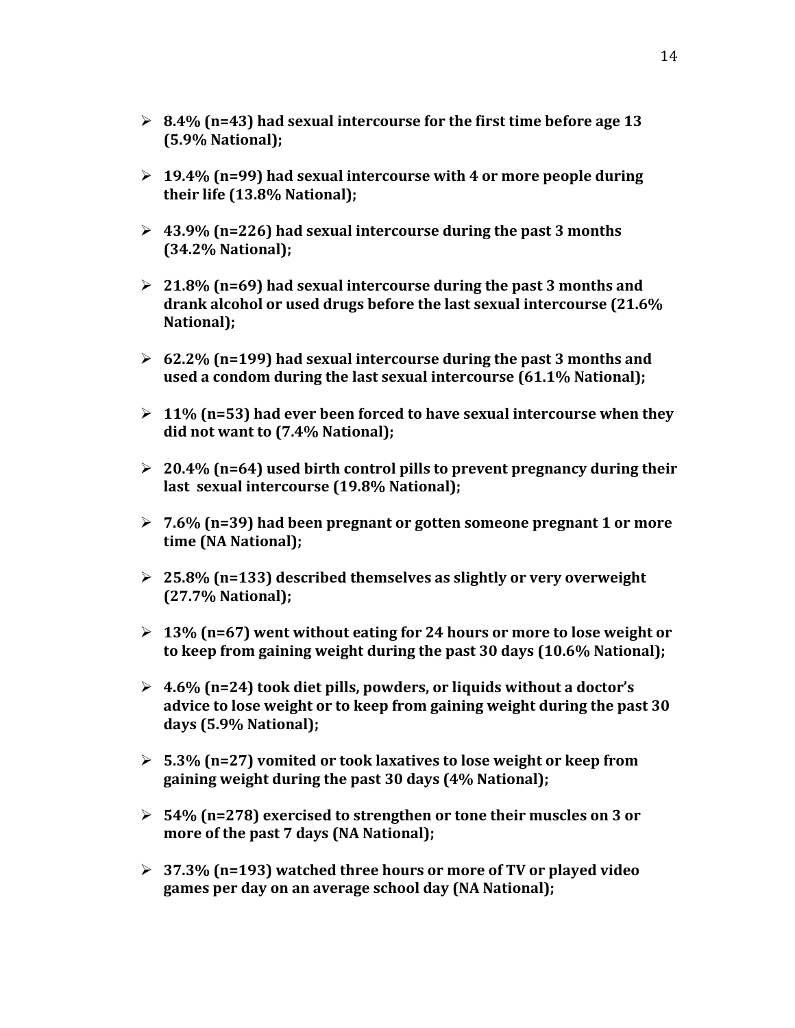- **8.4% (n=43) had sexual intercourse for the first time before age 13 (5.9% National);**
- **19.4% (n=99) had sexual intercourse with 4 or more people during their life (13.8% National);**
- **43.9% (n=226) had sexual intercourse during the past 3 months (34.2% National);**
- **21.8% (n=69) had sexual intercourse during the past 3 months and drank alcohol or used drugs before the last sexual intercourse (21.6% National);**
- **62.2% (n=199) had sexual intercourse during the past 3 months and used a condom during the last sexual intercourse (61.1% National);**
- **11% (n=53) had ever been forced to have sexual intercourse when they did not want to (7.4% National);**
- **20.4% (n=64) used birth control pills to prevent pregnancy during their last sexual intercourse (19.8% National);**
- **7.6% (n=39) had been pregnant or gotten someone pregnant 1 or more time (NA National);**
- **25.8% (n=133) described themselves as slightly or very overweight (27.7% National);**
- **13% (n=67) went without eating for 24 hours or more to lose weight or to keep from gaining weight during the past 30 days (10.6% National);**
- **4.6% (n=24) took diet pills, powders, or liquids without a doctor's advice to lose weight or to keep from gaining weight during the past 30 days (5.9% National);**
- **5.3% (n=27) vomited or took laxatives to lose weight or keep from gaining weight during the past 30 days (4% National);**
- **54% (n=278) exercised to strengthen or tone their muscles on 3 or more of the past 7 days (NA National);**
- **37.3% (n=193) watched three hours or more of TV or played video games per day on an average school day (NA National);**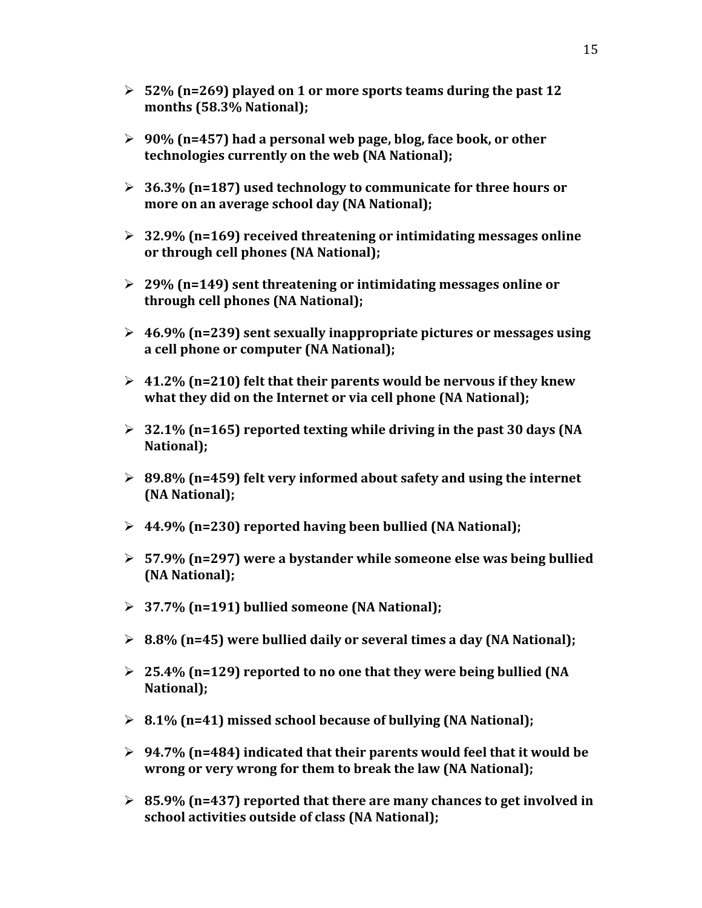- **52% (n=269) played on 1 or more sports teams during the past 12 months (58.3% National);**

- **90% (n=457) had a personal web page, blog, face book, or other technologies currently on the web (NA National);**

- **36.3% (n=187) used technology to communicate for three hours or more on an average school day (NA National);**

- **32.9% (n=169) received threatening or intimidating messages online or through cell phones (NA National);**

- **29% (n=149) sent threatening or intimidating messages online or through cell phones (NA National);**

- **46.9% (n=239) sent sexually inappropriate pictures or messages using a cell phone or computer (NA National);**

- **41.2% (n=210) felt that their parents would be nervous if they knew what they did on the Internet or via cell phone (NA National);**

- **32.1% (n=165) reported texting while driving in the past 30 days (NA National);**

- **89.8% (n=459) felt very informed about safety and using the internet (NA National);**

- **44.9% (n=230) reported having been bullied (NA National);**

- **57.9% (n=297) were a bystander while someone else was being bullied (NA National);**

- **37.7% (n=191) bullied someone (NA National);**

- **8.8% (n=45) were bullied daily or several times a day (NA National);**

- **25.4% (n=129) reported to no one that they were being bullied (NA National);**

- **8.1% (n=41) missed school because of bullying (NA National);**

- **94.7% (n=484) indicated that their parents would feel that it would be wrong or very wrong for them to break the law (NA National);**

- **85.9% (n=437) reported that there are many chances to get involved in school activities outside of class (NA National);**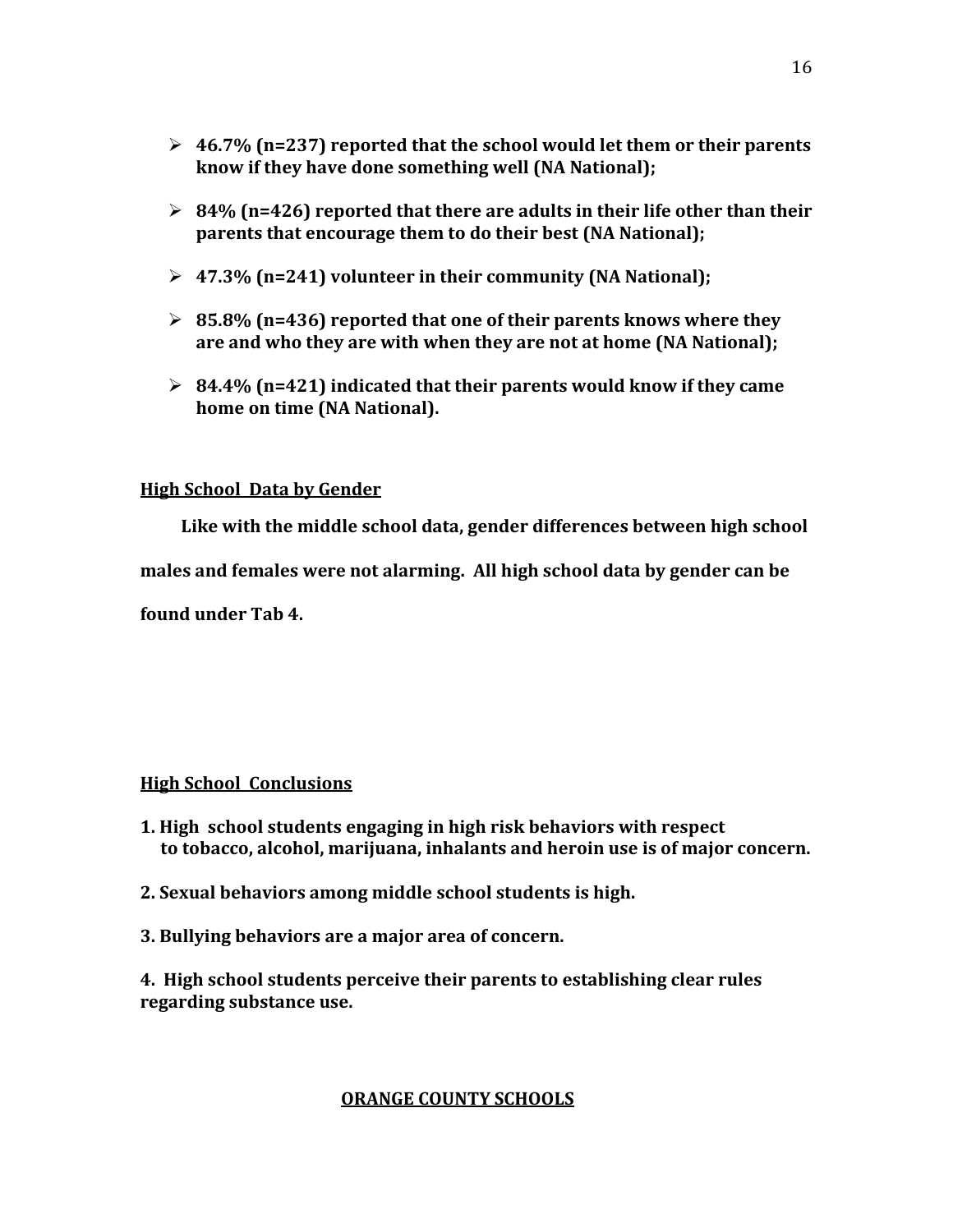- **46.7% (n=237) reported that the school would let them or their parents know if they have done something well (NA National);**

- **84% (n=426) reported that there are adults in their life other than their parents that encourage them to do their best (NA National);**

- **47.3% (n=241) volunteer in their community (NA National);**

- **85.8% (n=436) reported that one of their parents knows where they are and who they are with when they are not at home (NA National);**

- **84.4% (n=421) indicated that their parents would know if they came home on time (NA National).**

## High School Data by Gender

**Like with the middle school data, gender differences between high school males and females were not alarming. All high school data by gender can be found under Tab 4.**

## High School Conclusions

**1. High school students engaging in high risk behaviors with respect to tobacco, alcohol, marijuana, inhalants and heroin use is of major concern.**

**2. Sexual behaviors among middle school students is high.**

**3. Bullying behaviors are a major area of concern.**

**4. High school students perceive their parents to establishing clear rules regarding substance use.**

## ORANGE COUNTY SCHOOLS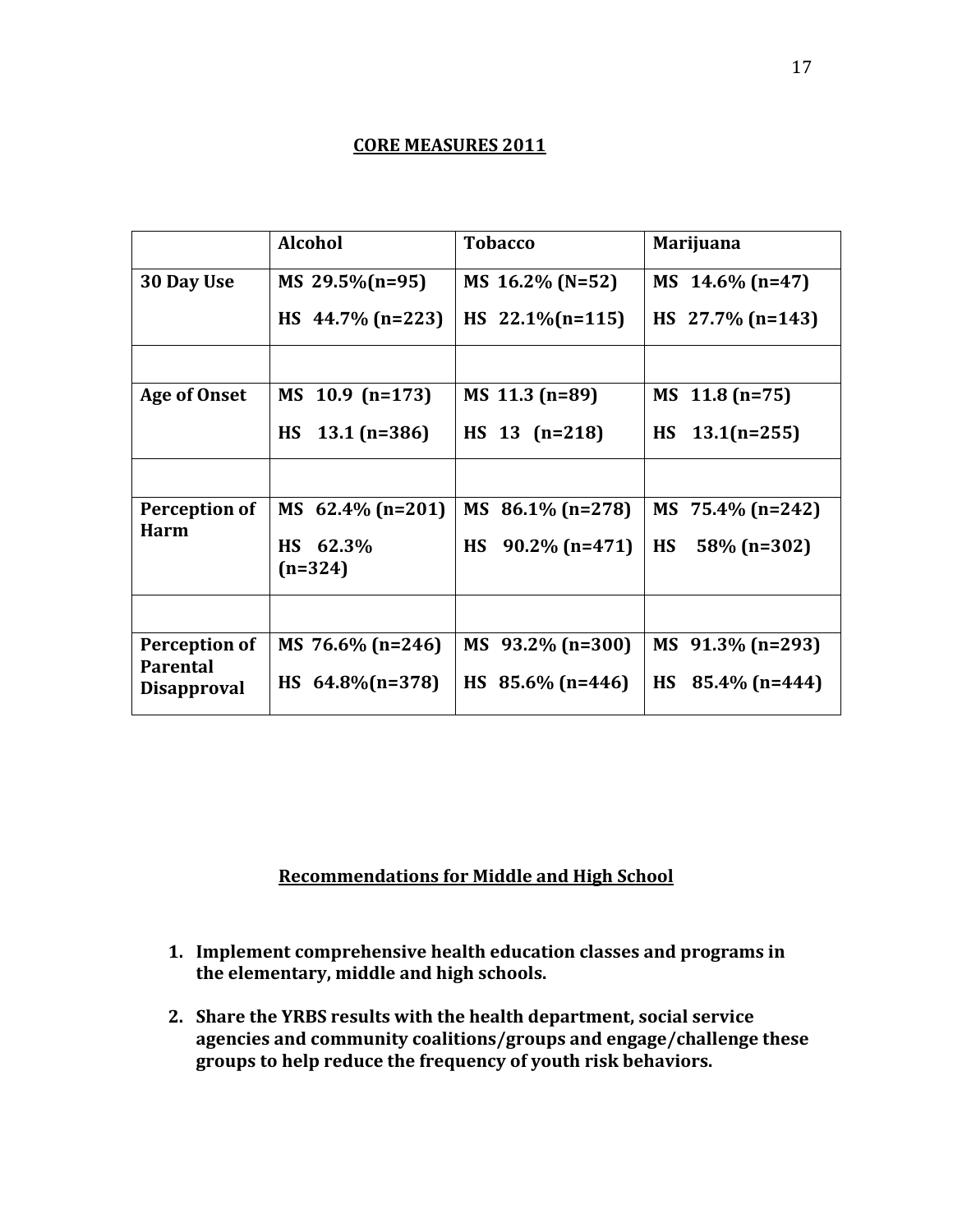## CORE MEASURES 2011

| | Alcohol | Tobacco | Marijuana |
|---|---|---|---|
| **30 Day Use** | **MS 29.5%(n=95)**<br>**HS 44.7% (n=223)** | **MS 16.2% (N=52)**<br>**HS 22.1%(n=115)** | **MS 14.6% (n=47)**<br>**HS 27.7% (n=143)** |
| | | | |
| **Age of Onset** | **MS 10.9 (n=173)**<br>**HS 13.1 (n=386)** | **MS 11.3 (n=89)**<br>**HS 13 (n=218)** | **MS 11.8 (n=75)**<br>**HS 13.1(n=255)** |
| | | | |
| **Perception of Harm** | **MS 62.4% (n=201)**<br>**HS 62.3% (n=324)** | **MS 86.1% (n=278)**<br>**HS 90.2% (n=471)** | **MS 75.4% (n=242)**<br>**HS 58% (n=302)** |
| | | | |
| **Perception of Parental Disapproval** | **MS 76.6% (n=246)**<br>**HS 64.8%(n=378)** | **MS 93.2% (n=300)**<br>**HS 85.6% (n=446)** | **MS 91.3% (n=293)**<br>**HS 85.4% (n=444)** |

## Recommendations for Middle and High School

1. **Implement comprehensive health education classes and programs in the elementary, middle and high schools.**

2. **Share the YRBS results with the health department, social service agencies and community coalitions/groups and engage/challenge these groups to help reduce the frequency of youth risk behaviors.**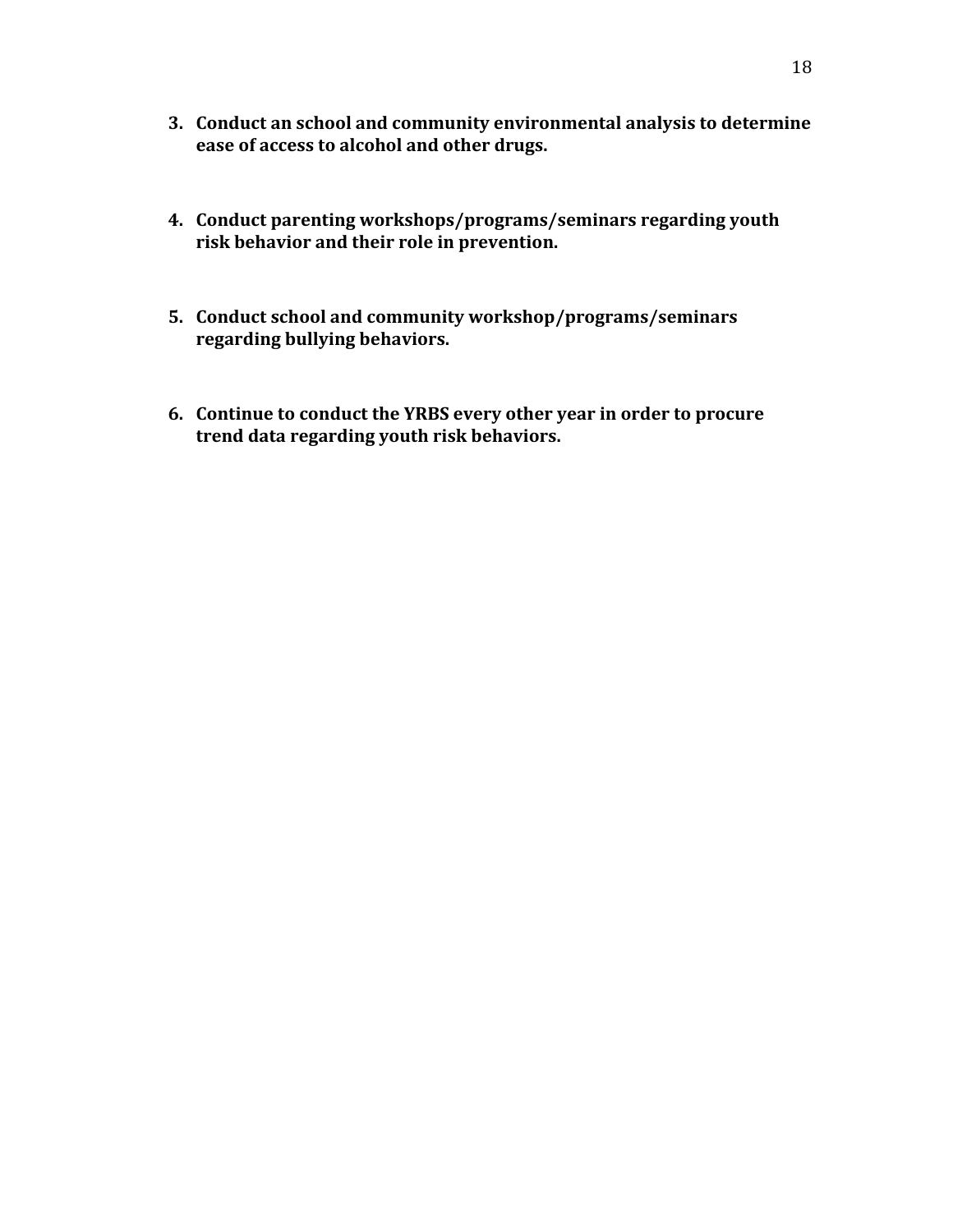3. **Conduct an school and community environmental analysis to determine ease of access to alcohol and other drugs.**

4. **Conduct parenting workshops/programs/seminars regarding youth risk behavior and their role in prevention.**

5. **Conduct school and community workshop/programs/seminars regarding bullying behaviors.**

6. **Continue to conduct the YRBS every other year in order to procure trend data regarding youth risk behaviors.**